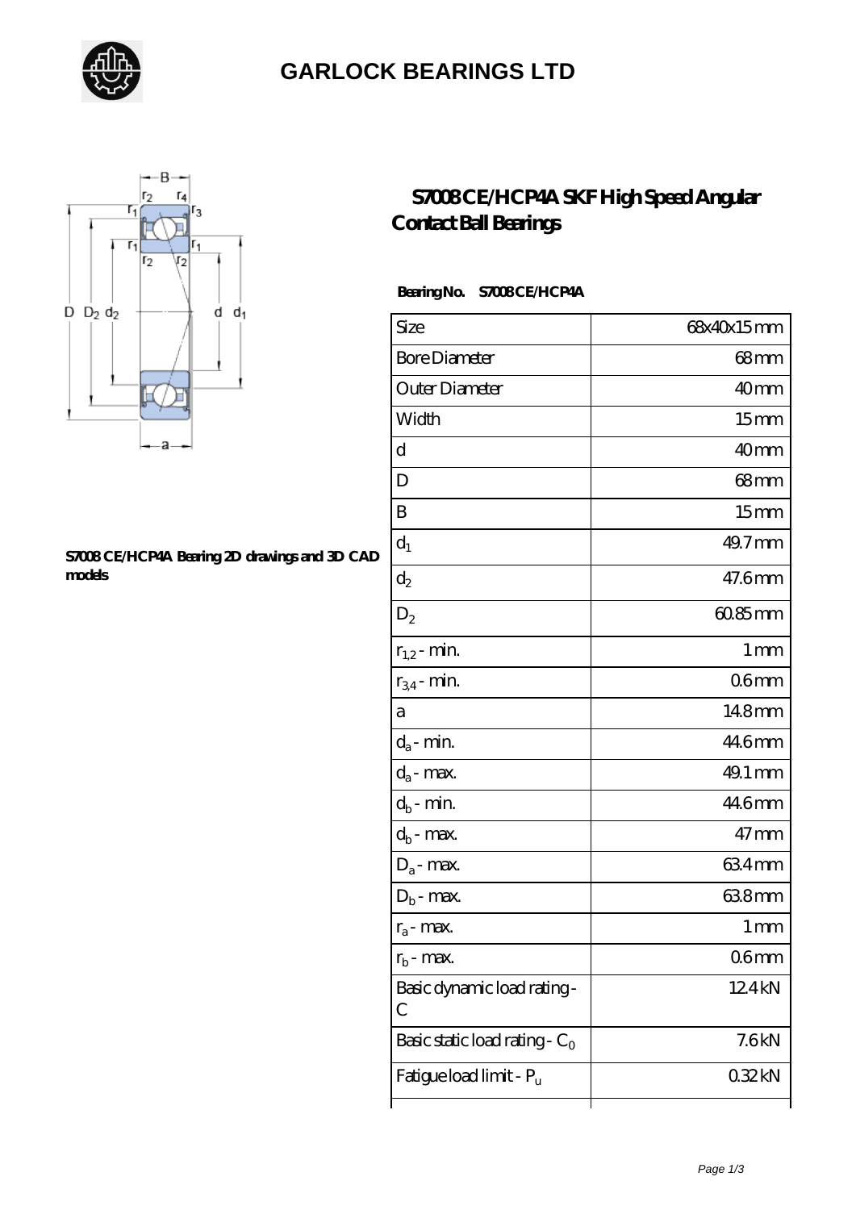# GARLOCK BEARINGS LTD

## S7008 CE/HCP4A SKF High Speed Angular Contact Ball Bearings

**S7008 CE/HCP4A Bearing 2D drawings and 3D CAD models**

**Bearing No. S7008 CE/HCP4A**

| | |
|---|---|
| Size | 68x40x15 mm |
| Bore Diameter | 68 mm |
| Outer Diameter | 40 mm |
| Width | 15 mm |
| d | 40 mm |
| D | 68 mm |
| B | 15 mm |
| $d_1$ | 49.7 mm |
| $d_2$ | 47.6 mm |
| $D_2$ | 60.85 mm |
| $r_{1,2}$ - min. | 1 mm |
| $r_{3,4}$ - min. | 0.6 mm |
| a | 14.8 mm |
| $d_a$ - min. | 44.6 mm |
| $d_a$ - max. | 49.1 mm |
| $d_b$ - min. | 44.6 mm |
| $d_b$ - max. | 47 mm |
| $D_a$ - max. | 63.4 mm |
| $D_b$ - max. | 63.8 mm |
| $r_a$ - max. | 1 mm |
| $r_b$ - max. | 0.6 mm |
| Basic dynamic load rating - C | 12.4 kN |
| Basic static load rating - $C_0$ | 7.6 kN |
| Fatigue load limit - $P_u$ | 0.32 kN |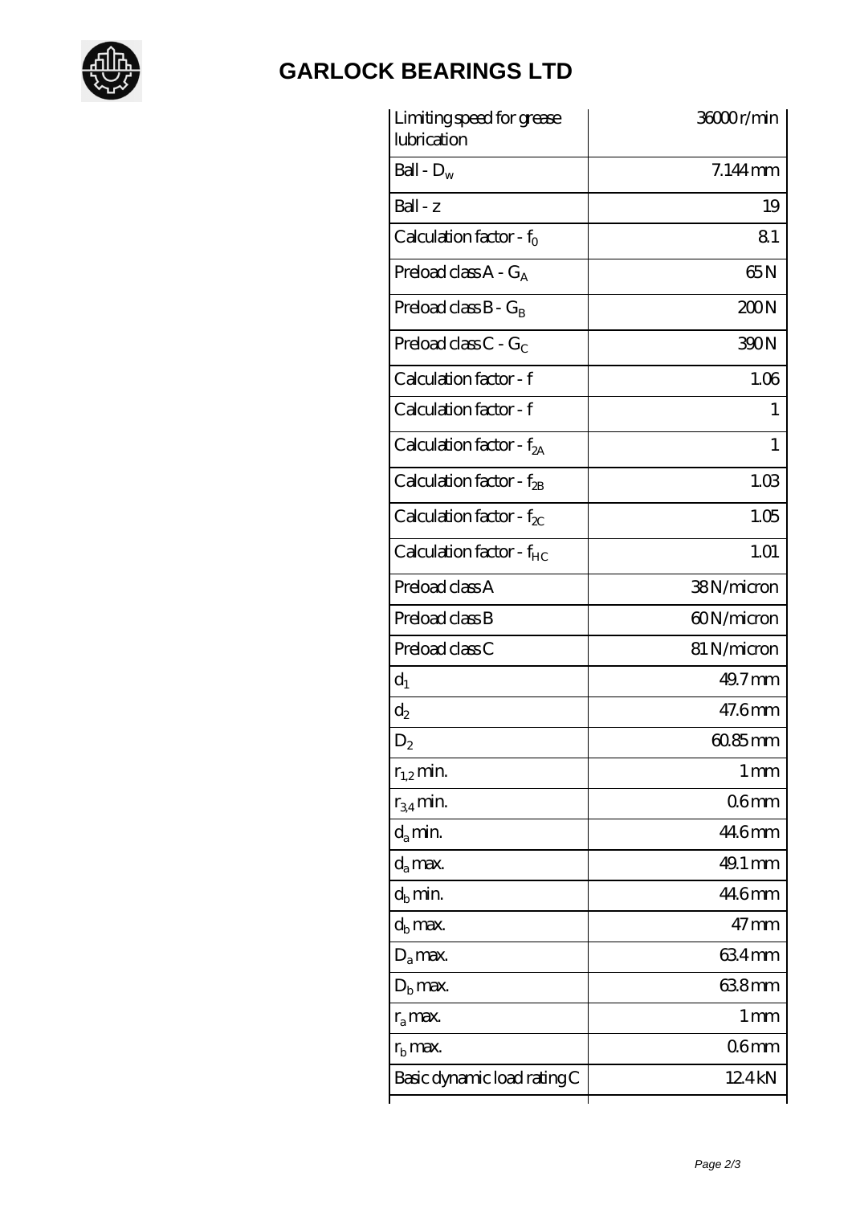# GARLOCK BEARINGS LTD

| | |
|---|---|
| Limiting speed for grease lubrication | 36000 r/min |
| Ball - $D_w$ | 7.144 mm |
| Ball - z | 19 |
| Calculation factor - $f_0$ | 8.1 |
| Preload class A - $G_A$ | 65 N |
| Preload class B - $G_B$ | 200 N |
| Preload class C - $G_C$ | 390 N |
| Calculation factor - f | 1.06 |
| Calculation factor - f | 1 |
| Calculation factor - $f_{2A}$ | 1 |
| Calculation factor - $f_{2B}$ | 1.03 |
| Calculation factor - $f_{2C}$ | 1.05 |
| Calculation factor - $f_{HC}$ | 1.01 |
| Preload class A | 38 N/micron |
| Preload class B | 60 N/micron |
| Preload class C | 81 N/micron |
| $d_1$ | 49.7 mm |
| $d_2$ | 47.6 mm |
| $D_2$ | 60.85 mm |
| $r_{1,2}$ min. | 1 mm |
| $r_{3,4}$ min. | 0.6 mm |
| $d_a$ min. | 44.6 mm |
| $d_a$ max. | 49.1 mm |
| $d_b$ min. | 44.6 mm |
| $d_b$ max. | 47 mm |
| $D_a$ max. | 63.4 mm |
| $D_b$ max. | 63.8 mm |
| $r_a$ max. | 1 mm |
| $r_b$ max. | 0.6 mm |
| Basic dynamic load rating C | 12.4 kN |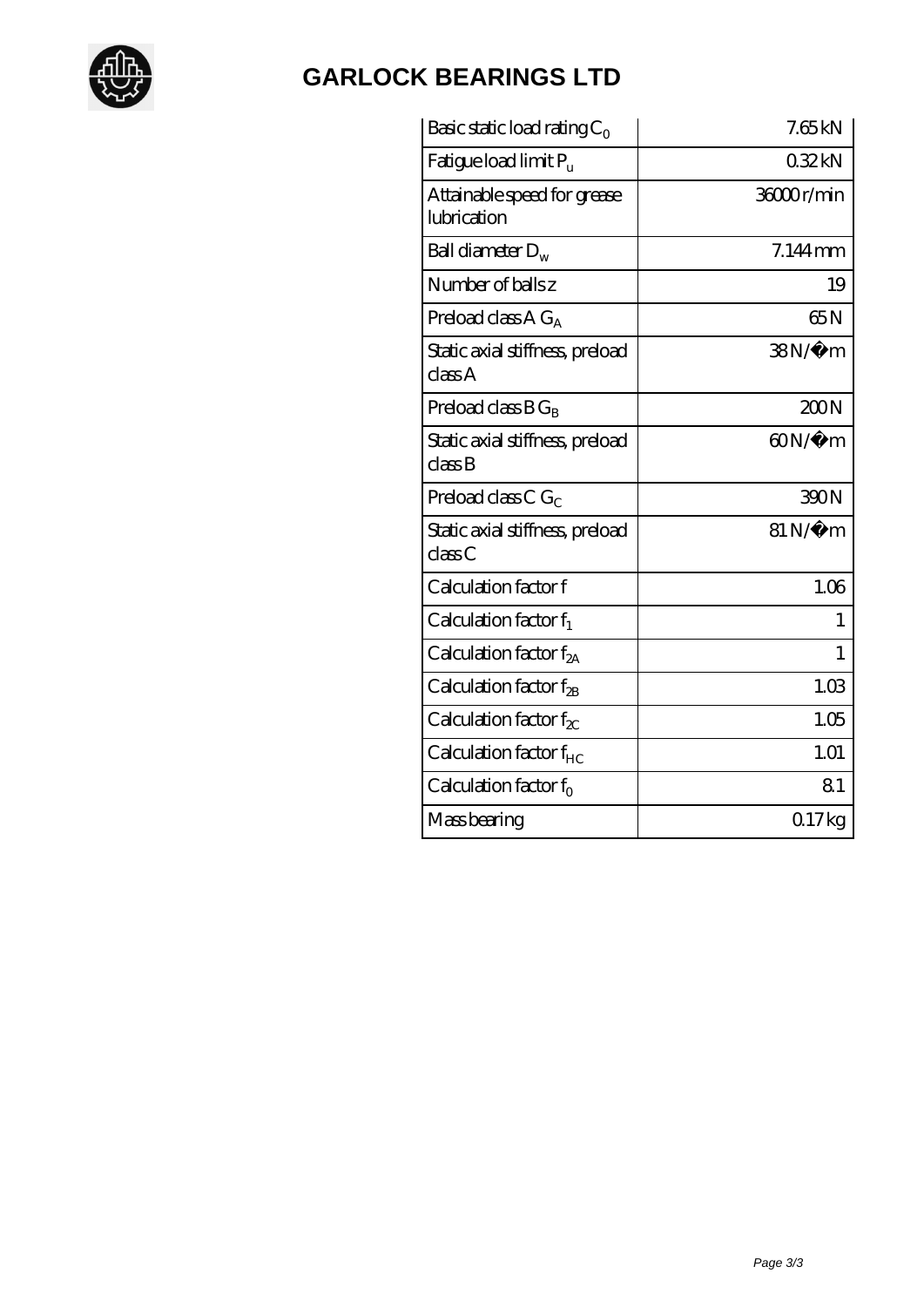| | |
|---|---|
| Basic static load rating $C_0$ | 7.65 kN |
| Fatigue load limit $P_u$ | 0.32 kN |
| Attainable speed for grease lubrication | 36000 r/min |
| Ball diameter $D_w$ | 7.144 mm |
| Number of balls z | 19 |
| Preload class A $G_A$ | 65 N |
| Static axial stiffness, preload class A | 38 N/�m |
| Preload class B $G_B$ | 200 N |
| Static axial stiffness, preload class B | 60 N/�m |
| Preload class C $G_C$ | 390 N |
| Static axial stiffness, preload class C | 81 N/�m |
| Calculation factor f | 1.06 |
| Calculation factor $f_1$ | 1 |
| Calculation factor $f_{2A}$ | 1 |
| Calculation factor $f_{2B}$ | 1.03 |
| Calculation factor $f_{2C}$ | 1.05 |
| Calculation factor $f_{HC}$ | 1.01 |
| Calculation factor $f_0$ | 8.1 |
| Mass bearing | 0.17 kg |